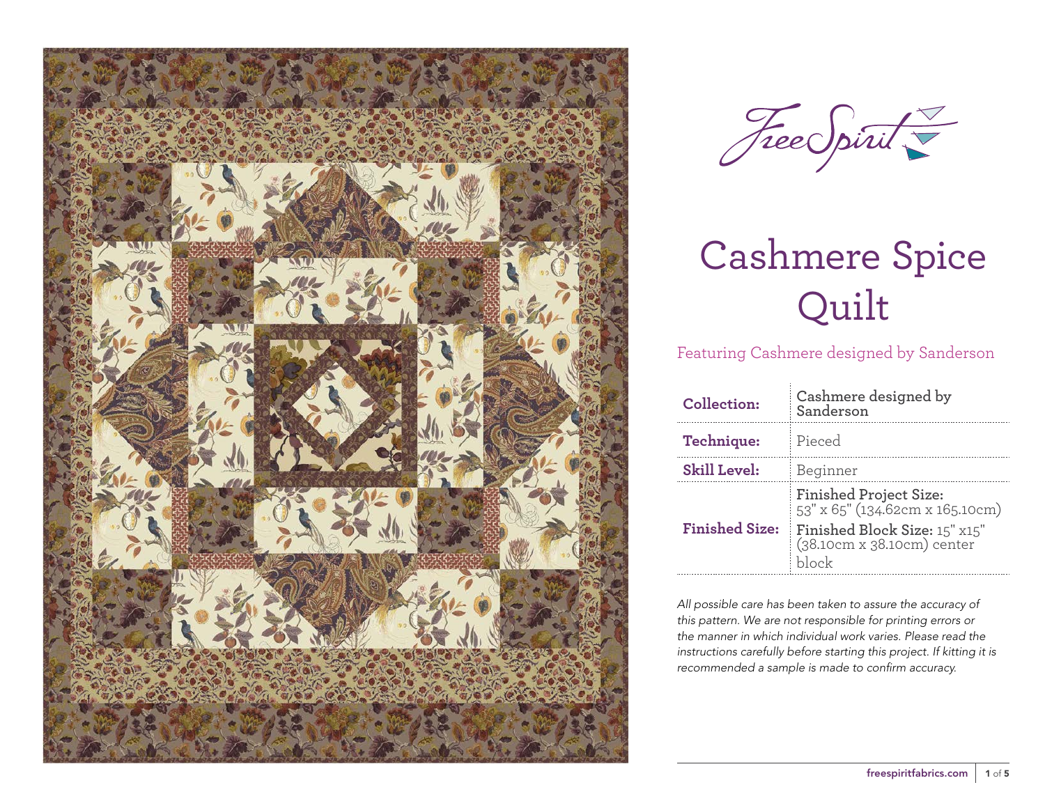FreeSpirit

# Cashmere Spice Quilt

Featuring Cashmere designed by Sanderson

| | |
|---|---|
| **Collection:** | **Cashmere designed by Sanderson** |
| **Technique:** | Pieced |
| **Skill Level:** | Beginner |
| **Finished Size:** | **Finished Project Size:** 53" x 65" (134.62cm x 165.10cm)<br>**Finished Block Size:** 15" x15" (38.10cm x 38.10cm) center block |

*All possible care has been taken to assure the accuracy of this pattern. We are not responsible for printing errors or the manner in which individual work varies. Please read the instructions carefully before starting this project. If kitting it is recommended a sample is made to confirm accuracy.*

freespiritfabrics.com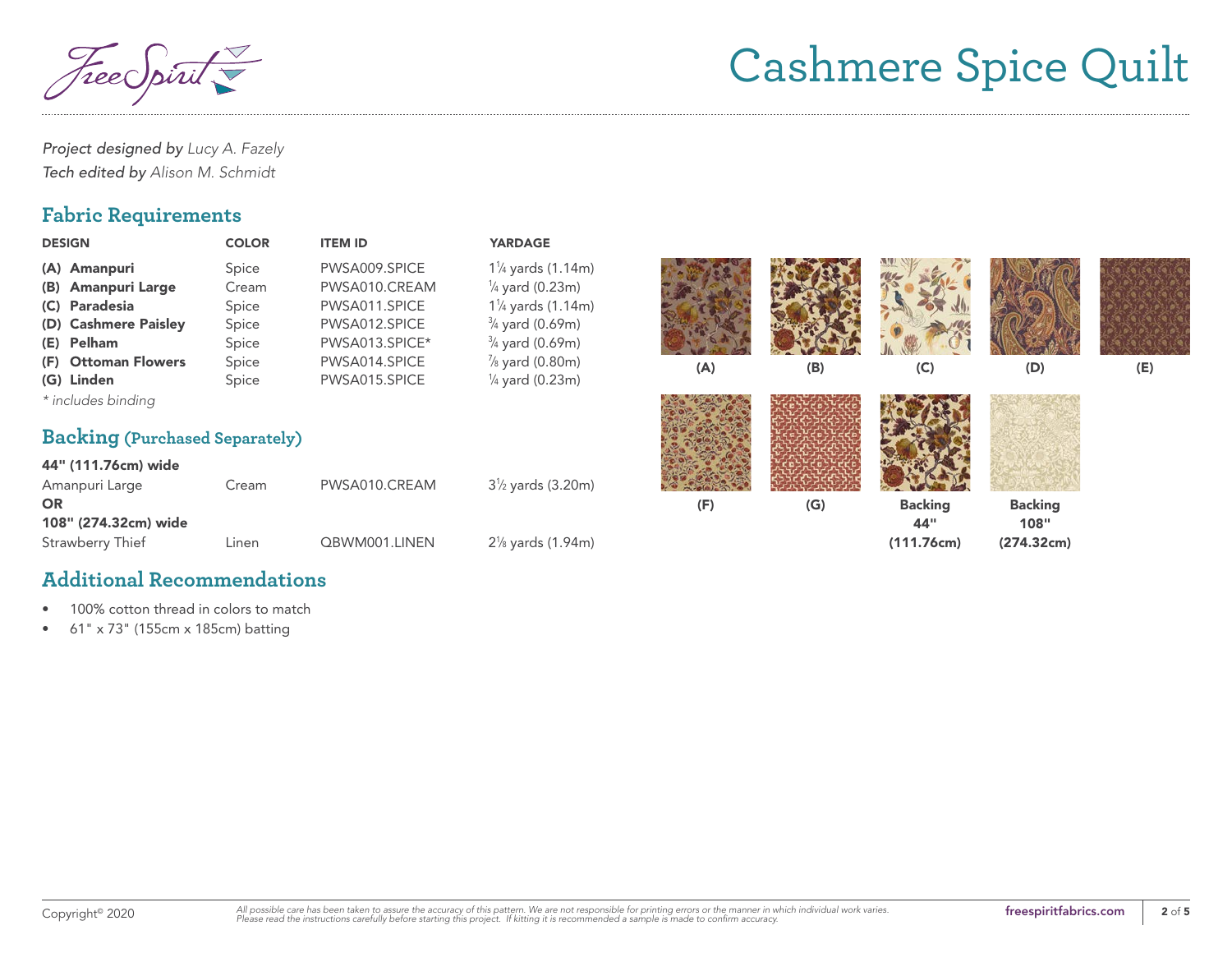# Cashmere Spice Quilt

*Project designed by* *Lucy A. Fazely*
*Tech edited by* *Alison M. Schmidt*

## Fabric Requirements

| DESIGN | COLOR | ITEM ID | YARDAGE |
|---|---|---|---|
| **(A) Amanpuri** | Spice | PWSA009.SPICE | 1¼ yards (1.14m) |
| **(B) Amanpuri Large** | Cream | PWSA010.CREAM | ¼ yard (0.23m) |
| **(C) Paradesia** | Spice | PWSA011.SPICE | 1¼ yards (1.14m) |
| **(D) Cashmere Paisley** | Spice | PWSA012.SPICE | ¾ yard (0.69m) |
| **(E) Pelham** | Spice | PWSA013.SPICE* | ¾ yard (0.69m) |
| **(F) Ottoman Flowers** | Spice | PWSA014.SPICE | ⅞ yard (0.80m) |
| **(G) Linden** | Spice | PWSA015.SPICE | ¼ yard (0.23m) |

*\* includes binding*

## Backing (Purchased Separately)

**44" (111.76cm) wide**

| | | | |
|---|---|---|---|
| Amanpuri Large | Cream | PWSA010.CREAM | 3½ yards (3.20m) |

**OR**

**108" (274.32cm) wide**

| | | | |
|---|---|---|---|
| Strawberry Thief | Linen | QBWM001.LINEN | 2⅛ yards (1.94m) |

(A) (B) (C) (D) (E)

(F) (G) **Backing 44" (111.76cm)** **Backing 108" (274.32cm)**

## Additional Recommendations

- 100% cotton thread in colors to match
- 61" x 73" (155cm x 185cm) batting

Copyright© 2020

*All possible care has been taken to assure the accuracy of this pattern. We are not responsible for printing errors or the manner in which individual work varies. Please read the instructions carefully before starting this project. If kitting it is recommended a sample is made to confirm accuracy.*

**freespiritfabrics.com**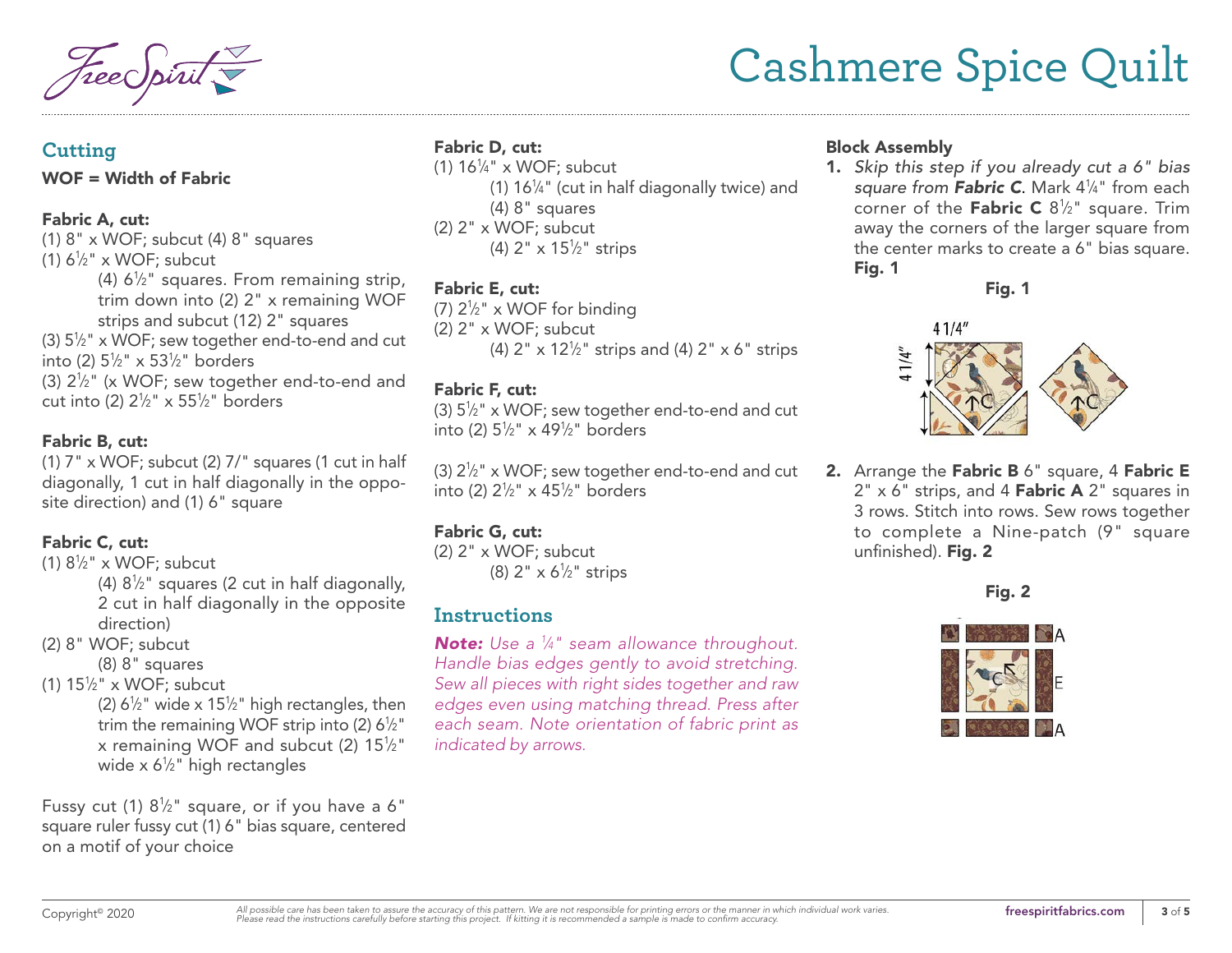# Cashmere Spice Quilt

## Cutting

**WOF = Width of Fabric**

**Fabric A, cut:**

(1) 8" x WOF; subcut (4) 8" squares
(1) 6½" x WOF; subcut
  (4) 6½" squares. From remaining strip, trim down into (2) 2" x remaining WOF strips and subcut (12) 2" squares
(3) 5½" x WOF; sew together end-to-end and cut into (2) 5½" x 53½" borders
(3) 2½" (x WOF; sew together end-to-end and cut into (2) 2½" x 55½" borders

**Fabric B, cut:**

(1) 7" x WOF; subcut (2) 7/" squares (1 cut in half diagonally, 1 cut in half diagonally in the opposite direction) and (1) 6" square

**Fabric C, cut:**

(1) 8½" x WOF; subcut
  (4) 8½" squares (2 cut in half diagonally, 2 cut in half diagonally in the opposite direction)
(2) 8" WOF; subcut
  (8) 8" squares
(1) 15½" x WOF; subcut
  (2) 6½" wide x 15½" high rectangles, then trim the remaining WOF strip into (2) 6½" x remaining WOF and subcut (2) 15½" wide x 6½" high rectangles

Fussy cut (1) 8½" square, or if you have a 6" square ruler fussy cut (1) 6" bias square, centered on a motif of your choice

**Fabric D, cut:**

(1) 16¼" x WOF; subcut
  (1) 16¼" (cut in half diagonally twice) and (4) 8" squares
(2) 2" x WOF; subcut
  (4) 2" x 15½" strips

**Fabric E, cut:**

(7) 2½" x WOF for binding
(2) 2" x WOF; subcut
  (4) 2" x 12½" strips and (4) 2" x 6" strips

**Fabric F, cut:**

(3) 5½" x WOF; sew together end-to-end and cut into (2) 5½" x 49½" borders

(3) 2½" x WOF; sew together end-to-end and cut into (2) 2½" x 45½" borders

**Fabric G, cut:**

(2) 2" x WOF; subcut
  (8) 2" x 6½" strips

## Instructions

***Note:*** *Use a ¼" seam allowance throughout. Handle bias edges gently to avoid stretching. Sew all pieces with right sides together and raw edges even using matching thread. Press after each seam. Note orientation of fabric print as indicated by arrows.*

**Block Assembly**

1. *Skip this step if you already cut a 6" bias square from* ***Fabric C***. Mark 4¼" from each corner of the **Fabric C** 8½" square. Trim away the corners of the larger square from the center marks to create a 6" bias square. **Fig. 1**

**Fig. 1**

2. Arrange the **Fabric B** 6" square, 4 **Fabric E** 2" x 6" strips, and 4 **Fabric A** 2" squares in 3 rows. Stitch into rows. Sew rows together to complete a Nine-patch (9" square unfinished). **Fig. 2**

**Fig. 2**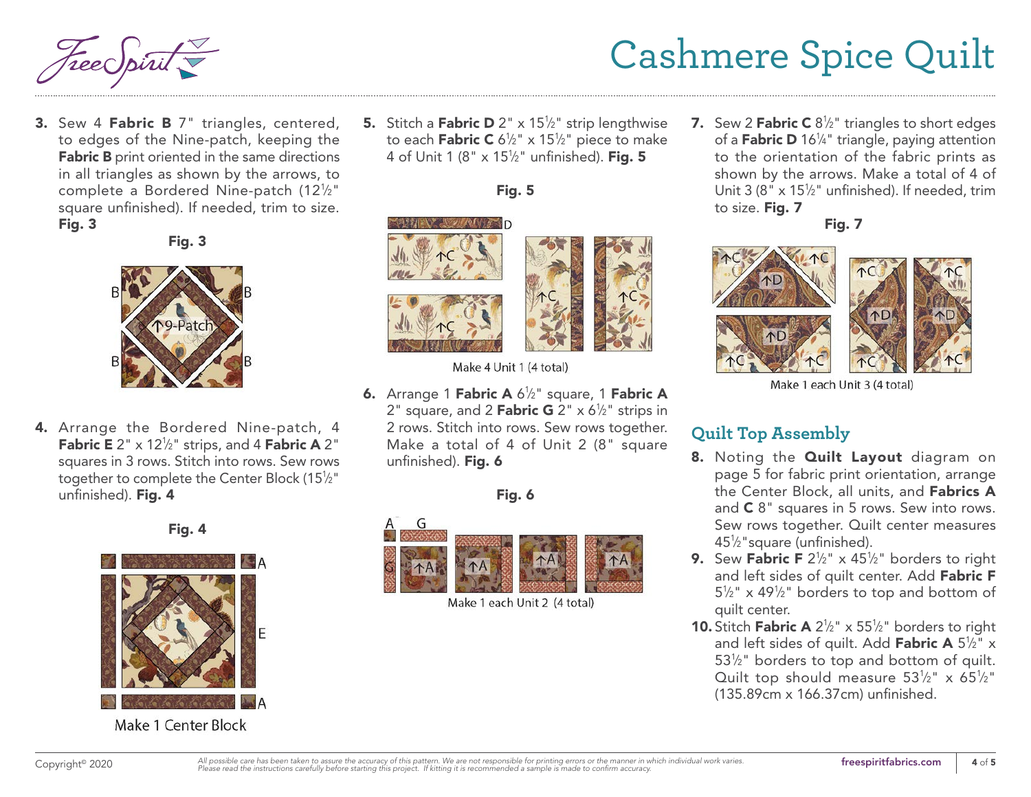# Cashmere Spice Quilt

3. Sew 4 **Fabric B** 7" triangles, centered, to edges of the Nine-patch, keeping the **Fabric B** print oriented in the same directions in all triangles as shown by the arrows, to complete a Bordered Nine-patch (12½" square unfinished). If needed, trim to size. **Fig. 3**

**Fig. 3**

4. Arrange the Bordered Nine-patch, 4 **Fabric E** 2" x 12½" strips, and 4 **Fabric A** 2" squares in 3 rows. Stitch into rows. Sew rows together to complete the Center Block (15½" unfinished). **Fig. 4**

**Fig. 4**

Make 1 Center Block

5. Stitch a **Fabric D** 2" x 15½" strip lengthwise to each **Fabric C** 6½" x 15½" piece to make 4 of Unit 1 (8" x 15½" unfinished). **Fig. 5**

**Fig. 5**

Make 4 Unit 1 (4 total)

6. Arrange 1 **Fabric A** 6½" square, 1 **Fabric A** 2" square, and 2 **Fabric G** 2" x 6½" strips in 2 rows. Stitch into rows. Sew rows together. Make a total of 4 of Unit 2 (8" square unfinished). **Fig. 6**

**Fig. 6**

Make 1 each Unit 2 (4 total)

7. Sew 2 **Fabric C** 8½" triangles to short edges of a **Fabric D** 16¼" triangle, paying attention to the orientation of the fabric prints as shown by the arrows. Make a total of 4 of Unit 3 (8" x 15½" unfinished). If needed, trim to size. **Fig. 7**

**Fig. 7**

Make 1 each Unit 3 (4 total)

## Quilt Top Assembly

8. Noting the **Quilt Layout** diagram on page 5 for fabric print orientation, arrange the Center Block, all units, and **Fabrics A** and **C** 8" squares in 5 rows. Sew into rows. Sew rows together. Quilt center measures 45½"square (unfinished).
9. Sew **Fabric F** 2½" x 45½" borders to right and left sides of quilt center. Add **Fabric F** 5½" x 49½" borders to top and bottom of quilt center.
10. Stitch **Fabric A** 2½" x 55½" borders to right and left sides of quilt. Add **Fabric A** 5½" x 53½" borders to top and bottom of quilt. Quilt top should measure 53½" x 65½" (135.89cm x 166.37cm) unfinished.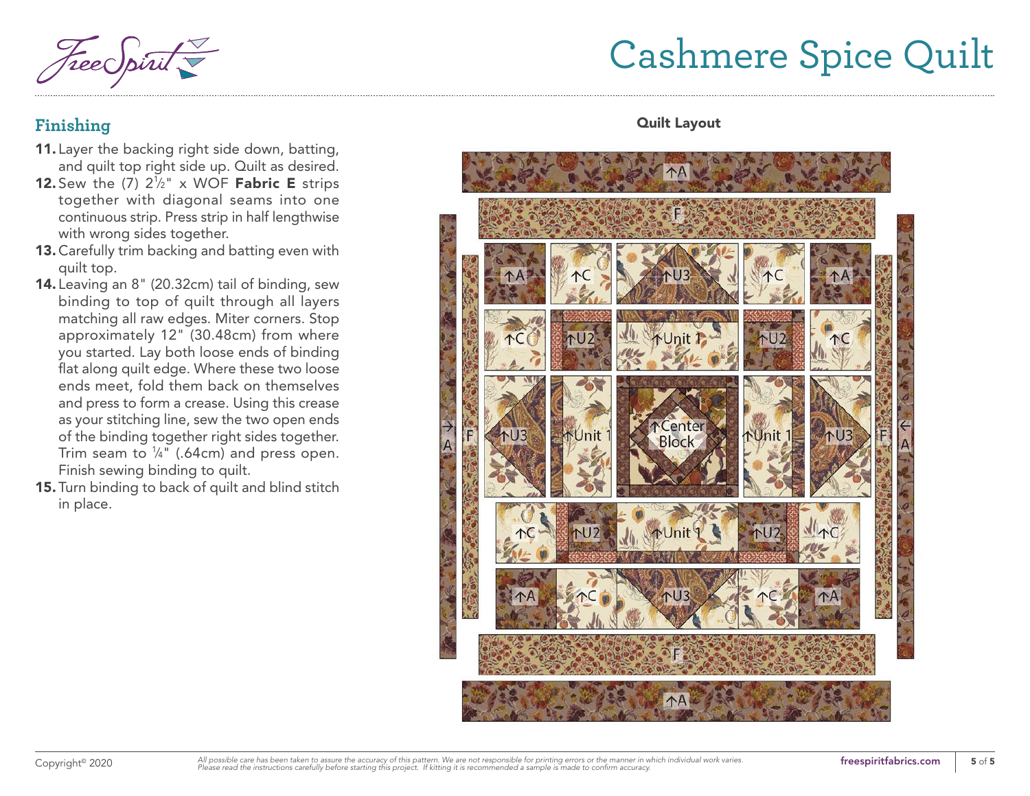## Finishing

11. Layer the backing right side down, batting, and quilt top right side up. Quilt as desired.
12. Sew the (7) 2½" x WOF **Fabric E** strips together with diagonal seams into one continuous strip. Press strip in half lengthwise with wrong sides together.
13. Carefully trim backing and batting even with quilt top.
14. Leaving an 8" (20.32cm) tail of binding, sew binding to top of quilt through all layers matching all raw edges. Miter corners. Stop approximately 12" (30.48cm) from where you started. Lay both loose ends of binding flat along quilt edge. Where these two loose ends meet, fold them back on themselves and press to form a crease. Using this crease as your stitching line, sew the two open ends of the binding together right sides together. Trim seam to ¼" (.64cm) and press open. Finish sewing binding to quilt.
15. Turn binding to back of quilt and blind stitch in place.

**Quilt Layout**

A
F
A C U3 C A
C U2 Unit 1 U2 C
A F U3 Unit 1 Center Block Unit 1 U3 F A
C U2 Unit 1 U2 C
A C U3 C A
F
A

*All possible care has been taken to assure the accuracy of this pattern. We are not responsible for printing errors or the manner in which individual work varies. Please read the instructions carefully before starting this project. If kitting it is recommended a sample is made to confirm accuracy.*